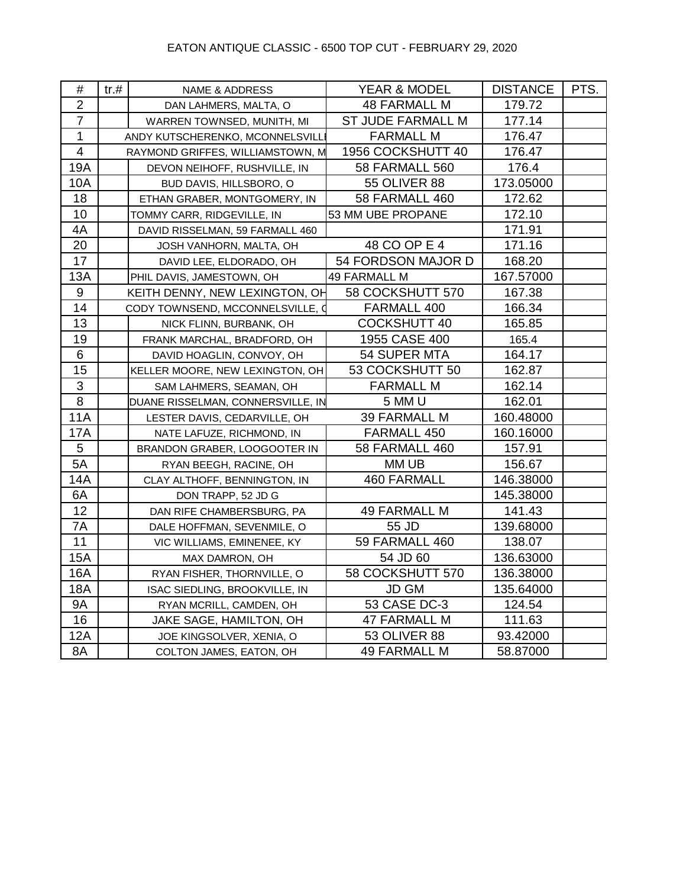# EATON ANTIQUE CLASSIC - 6500 TOP CUT - FEBRUARY 29, 2020

| # | tr.# | NAME & ADDRESS | YEAR & MODEL | DISTANCE | PTS. |
|---|---|---|---|---|---|
| 2 | | DAN LAHMERS, MALTA, O | 48 FARMALL M | 179.72 | |
| 7 | | WARREN TOWNSED, MUNITH, MI | ST JUDE FARMALL M | 177.14 | |
| 1 | | ANDY KUTSCHERENKO, MCONNELSVILL | FARMALL M | 176.47 | |
| 4 | | RAYMOND GRIFFES, WILLIAMSTOWN, M | 1956 COCKSHUTT 40 | 176.47 | |
| 19A | | DEVON NEIHOFF, RUSHVILLE, IN | 58 FARMALL 560 | 176.4 | |
| 10A | | BUD DAVIS, HILLSBORO, O | 55 OLIVER 88 | 173.05000 | |
| 18 | | ETHAN GRABER, MONTGOMERY, IN | 58 FARMALL 460 | 172.62 | |
| 10 | | TOMMY CARR, RIDGEVILLE, IN | 53 MM UBE PROPANE | 172.10 | |
| 4A | | DAVID RISSELMAN, 59 FARMALL 460 | | 171.91 | |
| 20 | | JOSH VANHORN, MALTA, OH | 48 CO OP E 4 | 171.16 | |
| 17 | | DAVID LEE, ELDORADO, OH | 54 FORDSON MAJOR D | 168.20 | |
| 13A | | PHIL DAVIS, JAMESTOWN, OH | 49 FARMALL M | 167.57000 | |
| 9 | | KEITH DENNY, NEW LEXINGTON, OH | 58 COCKSHUTT 570 | 167.38 | |
| 14 | | CODY TOWNSEND, MCCONNELSVILLE, O | FARMALL 400 | 166.34 | |
| 13 | | NICK FLINN, BURBANK, OH | COCKSHUTT 40 | 165.85 | |
| 19 | | FRANK MARCHAL, BRADFORD, OH | 1955 CASE 400 | 165.4 | |
| 6 | | DAVID HOAGLIN, CONVOY, OH | 54 SUPER MTA | 164.17 | |
| 15 | | KELLER MOORE, NEW LEXINGTON, OH | 53 COCKSHUTT 50 | 162.87 | |
| 3 | | SAM LAHMERS, SEAMAN, OH | FARMALL M | 162.14 | |
| 8 | | DUANE RISSELMAN, CONNERSVILLE, IN | 5 MM U | 162.01 | |
| 11A | | LESTER DAVIS, CEDARVILLE, OH | 39 FARMALL M | 160.48000 | |
| 17A | | NATE LAFUZE, RICHMOND, IN | FARMALL 450 | 160.16000 | |
| 5 | | BRANDON GRABER, LOOGOOTER IN | 58 FARMALL 460 | 157.91 | |
| 5A | | RYAN BEEGH, RACINE, OH | MM UB | 156.67 | |
| 14A | | CLAY ALTHOFF, BENNINGTON, IN | 460 FARMALL | 146.38000 | |
| 6A | | DON TRAPP, 52 JD G | | 145.38000 | |
| 12 | | DAN RIFE CHAMBERSBURG, PA | 49 FARMALL M | 141.43 | |
| 7A | | DALE HOFFMAN, SEVENMILE, O | 55 JD | 139.68000 | |
| 11 | | VIC WILLIAMS, EMINENEE, KY | 59 FARMALL 460 | 138.07 | |
| 15A | | MAX DAMRON, OH | 54 JD 60 | 136.63000 | |
| 16A | | RYAN FISHER, THORNVILLE, O | 58 COCKSHUTT 570 | 136.38000 | |
| 18A | | ISAC SIEDLING, BROOKVILLE, IN | JD GM | 135.64000 | |
| 9A | | RYAN MCRILL, CAMDEN, OH | 53 CASE DC-3 | 124.54 | |
| 16 | | JAKE SAGE, HAMILTON, OH | 47 FARMALL M | 111.63 | |
| 12A | | JOE KINGSOLVER, XENIA, O | 53 OLIVER 88 | 93.42000 | |
| 8A | | COLTON JAMES, EATON, OH | 49 FARMALL M | 58.87000 | |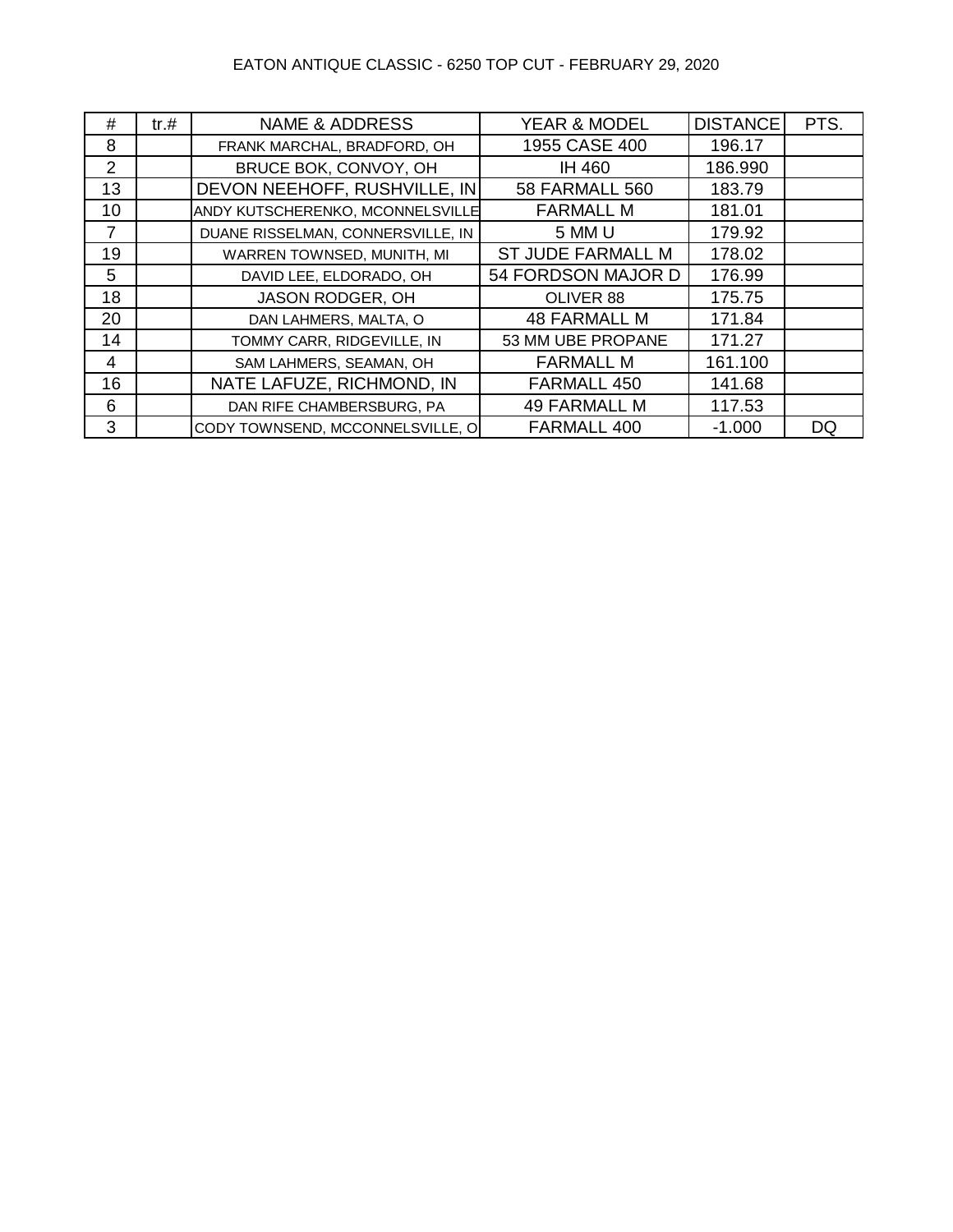EATON ANTIQUE CLASSIC - 6250 TOP CUT - FEBRUARY 29, 2020

| # | tr.# | NAME & ADDRESS | YEAR & MODEL | DISTANCE | PTS. |
|---|---|---|---|---|---|
| 8 | | FRANK MARCHAL, BRADFORD, OH | 1955 CASE 400 | 196.17 | |
| 2 | | BRUCE BOK, CONVOY, OH | IH 460 | 186.990 | |
| 13 | | DEVON NEEHOFF, RUSHVILLE, IN | 58 FARMALL 560 | 183.79 | |
| 10 | | ANDY KUTSCHERENKO, MCONNELSVILLE | FARMALL M | 181.01 | |
| 7 | | DUANE RISSELMAN, CONNERSVILLE, IN | 5 MM U | 179.92 | |
| 19 | | WARREN TOWNSED, MUNITH, MI | ST JUDE FARMALL M | 178.02 | |
| 5 | | DAVID LEE, ELDORADO, OH | 54 FORDSON MAJOR D | 176.99 | |
| 18 | | JASON RODGER, OH | OLIVER 88 | 175.75 | |
| 20 | | DAN LAHMERS, MALTA, O | 48 FARMALL M | 171.84 | |
| 14 | | TOMMY CARR, RIDGEVILLE, IN | 53 MM UBE PROPANE | 171.27 | |
| 4 | | SAM LAHMERS, SEAMAN, OH | FARMALL M | 161.100 | |
| 16 | | NATE LAFUZE, RICHMOND, IN | FARMALL 450 | 141.68 | |
| 6 | | DAN RIFE CHAMBERSBURG, PA | 49 FARMALL M | 117.53 | |
| 3 | | CODY TOWNSEND, MCCONNELSVILLE, O | FARMALL 400 | -1.000 | DQ |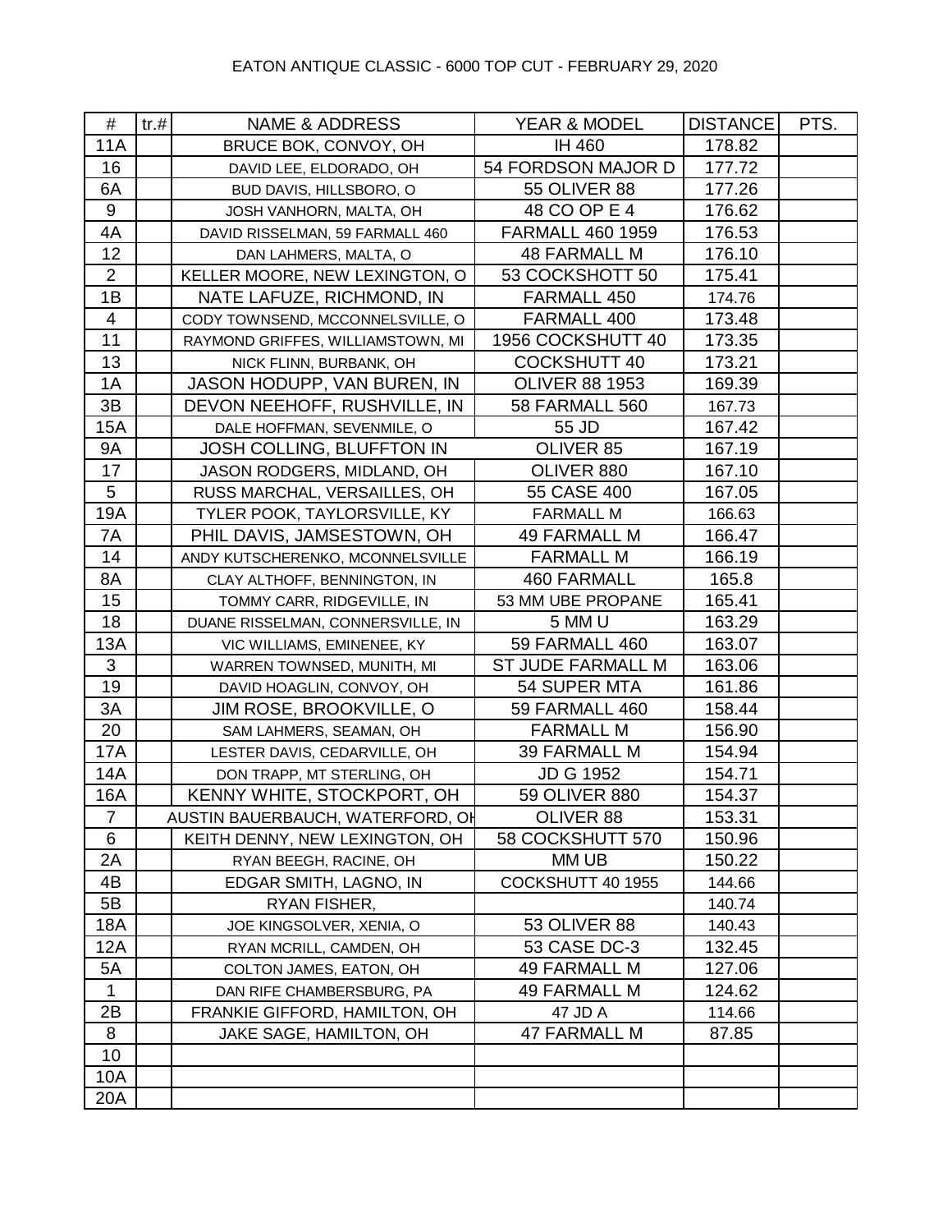EATON ANTIQUE CLASSIC - 6000 TOP CUT - FEBRUARY 29, 2020

| # | tr.# | NAME & ADDRESS | YEAR & MODEL | DISTANCE | PTS. |
|---|---|---|---|---|---|
| 11A | | BRUCE BOK, CONVOY, OH | IH 460 | 178.82 | |
| 16 | | DAVID LEE, ELDORADO, OH | 54 FORDSON MAJOR D | 177.72 | |
| 6A | | BUD DAVIS, HILLSBORO, O | 55 OLIVER 88 | 177.26 | |
| 9 | | JOSH VANHORN, MALTA, OH | 48 CO OP E 4 | 176.62 | |
| 4A | | DAVID RISSELMAN, 59 FARMALL 460 | FARMALL 460 1959 | 176.53 | |
| 12 | | DAN LAHMERS, MALTA, O | 48 FARMALL M | 176.10 | |
| 2 | | KELLER MOORE, NEW LEXINGTON, O | 53 COCKSHOTT 50 | 175.41 | |
| 1B | | NATE LAFUZE, RICHMOND, IN | FARMALL 450 | 174.76 | |
| 4 | | CODY TOWNSEND, MCCONNELSVILLE, O | FARMALL 400 | 173.48 | |
| 11 | | RAYMOND GRIFFES, WILLIAMSTOWN, MI | 1956 COCKSHUTT 40 | 173.35 | |
| 13 | | NICK FLINN, BURBANK, OH | COCKSHUTT 40 | 173.21 | |
| 1A | | JASON HODUPP, VAN BUREN, IN | OLIVER 88 1953 | 169.39 | |
| 3B | | DEVON NEEHOFF, RUSHVILLE, IN | 58 FARMALL 560 | 167.73 | |
| 15A | | DALE HOFFMAN, SEVENMILE, O | 55 JD | 167.42 | |
| 9A | | JOSH COLLING, BLUFFTON IN | OLIVER 85 | 167.19 | |
| 17 | | JASON RODGERS, MIDLAND, OH | OLIVER 880 | 167.10 | |
| 5 | | RUSS MARCHAL, VERSAILLES, OH | 55 CASE 400 | 167.05 | |
| 19A | | TYLER POOK, TAYLORSVILLE, KY | FARMALL M | 166.63 | |
| 7A | | PHIL DAVIS, JAMSESTOWN, OH | 49 FARMALL M | 166.47 | |
| 14 | | ANDY KUTSCHERENKO, MCONNELSVILLE | FARMALL M | 166.19 | |
| 8A | | CLAY ALTHOFF, BENNINGTON, IN | 460 FARMALL | 165.8 | |
| 15 | | TOMMY CARR, RIDGEVILLE, IN | 53 MM UBE PROPANE | 165.41 | |
| 18 | | DUANE RISSELMAN, CONNERSVILLE, IN | 5 MM U | 163.29 | |
| 13A | | VIC WILLIAMS, EMINENEE, KY | 59 FARMALL 460 | 163.07 | |
| 3 | | WARREN TOWNSED, MUNITH, MI | ST JUDE FARMALL M | 163.06 | |
| 19 | | DAVID HOAGLIN, CONVOY, OH | 54 SUPER MTA | 161.86 | |
| 3A | | JIM ROSE, BROOKVILLE, O | 59 FARMALL 460 | 158.44 | |
| 20 | | SAM LAHMERS, SEAMAN, OH | FARMALL M | 156.90 | |
| 17A | | LESTER DAVIS, CEDARVILLE, OH | 39 FARMALL M | 154.94 | |
| 14A | | DON TRAPP, MT STERLING, OH | JD G 1952 | 154.71 | |
| 16A | | KENNY WHITE, STOCKPORT, OH | 59 OLIVER 880 | 154.37 | |
| 7 | | AUSTIN BAUERBAUCH, WATERFORD, OH | OLIVER 88 | 153.31 | |
| 6 | | KEITH DENNY, NEW LEXINGTON, OH | 58 COCKSHUTT 570 | 150.96 | |
| 2A | | RYAN BEEGH, RACINE, OH | MM UB | 150.22 | |
| 4B | | EDGAR SMITH, LAGNO, IN | COCKSHUTT 40 1955 | 144.66 | |
| 5B | | RYAN FISHER, | | 140.74 | |
| 18A | | JOE KINGSOLVER, XENIA, O | 53 OLIVER 88 | 140.43 | |
| 12A | | RYAN MCRILL, CAMDEN, OH | 53 CASE DC-3 | 132.45 | |
| 5A | | COLTON JAMES, EATON, OH | 49 FARMALL M | 127.06 | |
| 1 | | DAN RIFE CHAMBERSBURG, PA | 49 FARMALL M | 124.62 | |
| 2B | | FRANKIE GIFFORD, HAMILTON, OH | 47 JD A | 114.66 | |
| 8 | | JAKE SAGE, HAMILTON, OH | 47 FARMALL M | 87.85 | |
| 10 | | | | | |
| 10A | | | | | |
| 20A | | | | | |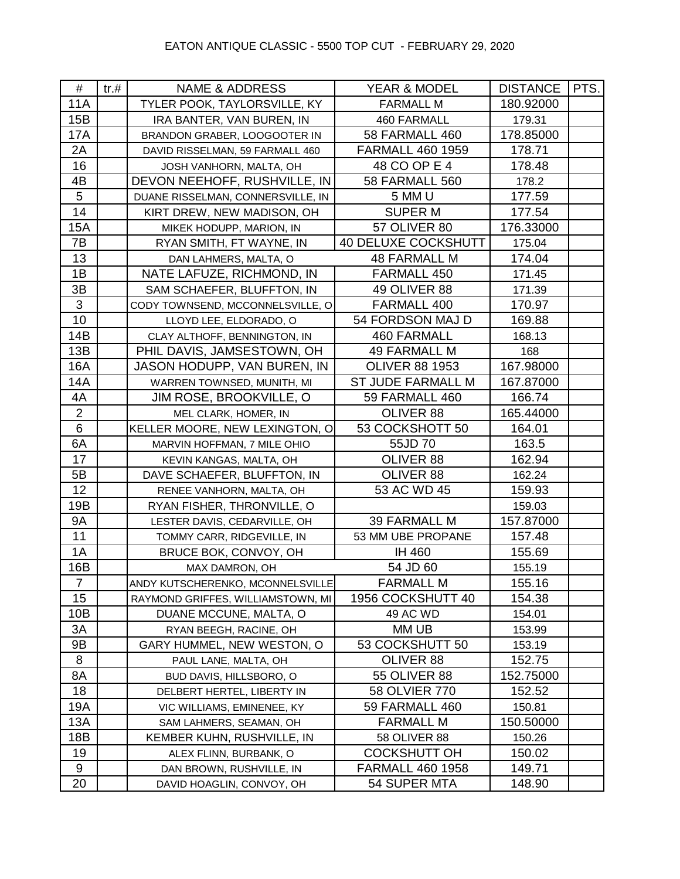# EATON ANTIQUE CLASSIC - 5500 TOP CUT - FEBRUARY 29, 2020

| # | tr.# | NAME & ADDRESS | YEAR & MODEL | DISTANCE | PTS. |
|---|---|---|---|---|---|
| 11A | | TYLER POOK, TAYLORSVILLE, KY | FARMALL M | 180.92000 | |
| 15B | | IRA BANTER, VAN BUREN, IN | 460 FARMALL | 179.31 | |
| 17A | | BRANDON GRABER, LOOGOOTER IN | 58 FARMALL 460 | 178.85000 | |
| 2A | | DAVID RISSELMAN, 59 FARMALL 460 | FARMALL 460 1959 | 178.71 | |
| 16 | | JOSH VANHORN, MALTA, OH | 48 CO OP E 4 | 178.48 | |
| 4B | | DEVON NEEHOFF, RUSHVILLE, IN | 58 FARMALL 560 | 178.2 | |
| 5 | | DUANE RISSELMAN, CONNERSVILLE, IN | 5 MM U | 177.59 | |
| 14 | | KIRT DREW, NEW MADISON, OH | SUPER M | 177.54 | |
| 15A | | MIKEK HODUPP, MARION, IN | 57 OLIVER 80 | 176.33000 | |
| 7B | | RYAN SMITH, FT WAYNE, IN | 40 DELUXE COCKSHUTT | 175.04 | |
| 13 | | DAN LAHMERS, MALTA, O | 48 FARMALL M | 174.04 | |
| 1B | | NATE LAFUZE, RICHMOND, IN | FARMALL 450 | 171.45 | |
| 3B | | SAM SCHAEFER, BLUFFTON, IN | 49 OLIVER 88 | 171.39 | |
| 3 | | CODY TOWNSEND, MCCONNELSVILLE, O | FARMALL 400 | 170.97 | |
| 10 | | LLOYD LEE, ELDORADO, O | 54 FORDSON MAJ D | 169.88 | |
| 14B | | CLAY ALTHOFF, BENNINGTON, IN | 460 FARMALL | 168.13 | |
| 13B | | PHIL DAVIS, JAMSESTOWN, OH | 49 FARMALL M | 168 | |
| 16A | | JASON HODUPP, VAN BUREN, IN | OLIVER 88 1953 | 167.98000 | |
| 14A | | WARREN TOWNSED, MUNITH, MI | ST JUDE FARMALL M | 167.87000 | |
| 4A | | JIM ROSE, BROOKVILLE, O | 59 FARMALL 460 | 166.74 | |
| 2 | | MEL CLARK, HOMER, IN | OLIVER 88 | 165.44000 | |
| 6 | | KELLER MOORE, NEW LEXINGTON, O | 53 COCKSHOTT 50 | 164.01 | |
| 6A | | MARVIN HOFFMAN, 7 MILE OHIO | 55JD 70 | 163.5 | |
| 17 | | KEVIN KANGAS, MALTA, OH | OLIVER 88 | 162.94 | |
| 5B | | DAVE SCHAEFER, BLUFFTON, IN | OLIVER 88 | 162.24 | |
| 12 | | RENEE VANHORN, MALTA, OH | 53 AC WD 45 | 159.93 | |
| 19B | | RYAN FISHER, THRONVILLE, O | | 159.03 | |
| 9A | | LESTER DAVIS, CEDARVILLE, OH | 39 FARMALL M | 157.87000 | |
| 11 | | TOMMY CARR, RIDGEVILLE, IN | 53 MM UBE PROPANE | 157.48 | |
| 1A | | BRUCE BOK, CONVOY, OH | IH 460 | 155.69 | |
| 16B | | MAX DAMRON, OH | 54 JD 60 | 155.19 | |
| 7 | | ANDY KUTSCHERENKO, MCONNELSVILLE | FARMALL M | 155.16 | |
| 15 | | RAYMOND GRIFFES, WILLIAMSTOWN, MI | 1956 COCKSHUTT 40 | 154.38 | |
| 10B | | DUANE MCCUNE, MALTA, O | 49 AC WD | 154.01 | |
| 3A | | RYAN BEEGH, RACINE, OH | MM UB | 153.99 | |
| 9B | | GARY HUMMEL, NEW WESTON, O | 53 COCKSHUTT 50 | 153.19 | |
| 8 | | PAUL LANE, MALTA, OH | OLIVER 88 | 152.75 | |
| 8A | | BUD DAVIS, HILLSBORO, O | 55 OLIVER 88 | 152.75000 | |
| 18 | | DELBERT HERTEL, LIBERTY IN | 58 OLVIER 770 | 152.52 | |
| 19A | | VIC WILLIAMS, EMINENEE, KY | 59 FARMALL 460 | 150.81 | |
| 13A | | SAM LAHMERS, SEAMAN, OH | FARMALL M | 150.50000 | |
| 18B | | KEMBER KUHN, RUSHVILLE, IN | 58 OLIVER 88 | 150.26 | |
| 19 | | ALEX FLINN, BURBANK, O | COCKSHUTT OH | 150.02 | |
| 9 | | DAN BROWN, RUSHVILLE, IN | FARMALL 460 1958 | 149.71 | |
| 20 | | DAVID HOAGLIN, CONVOY, OH | 54 SUPER MTA | 148.90 | |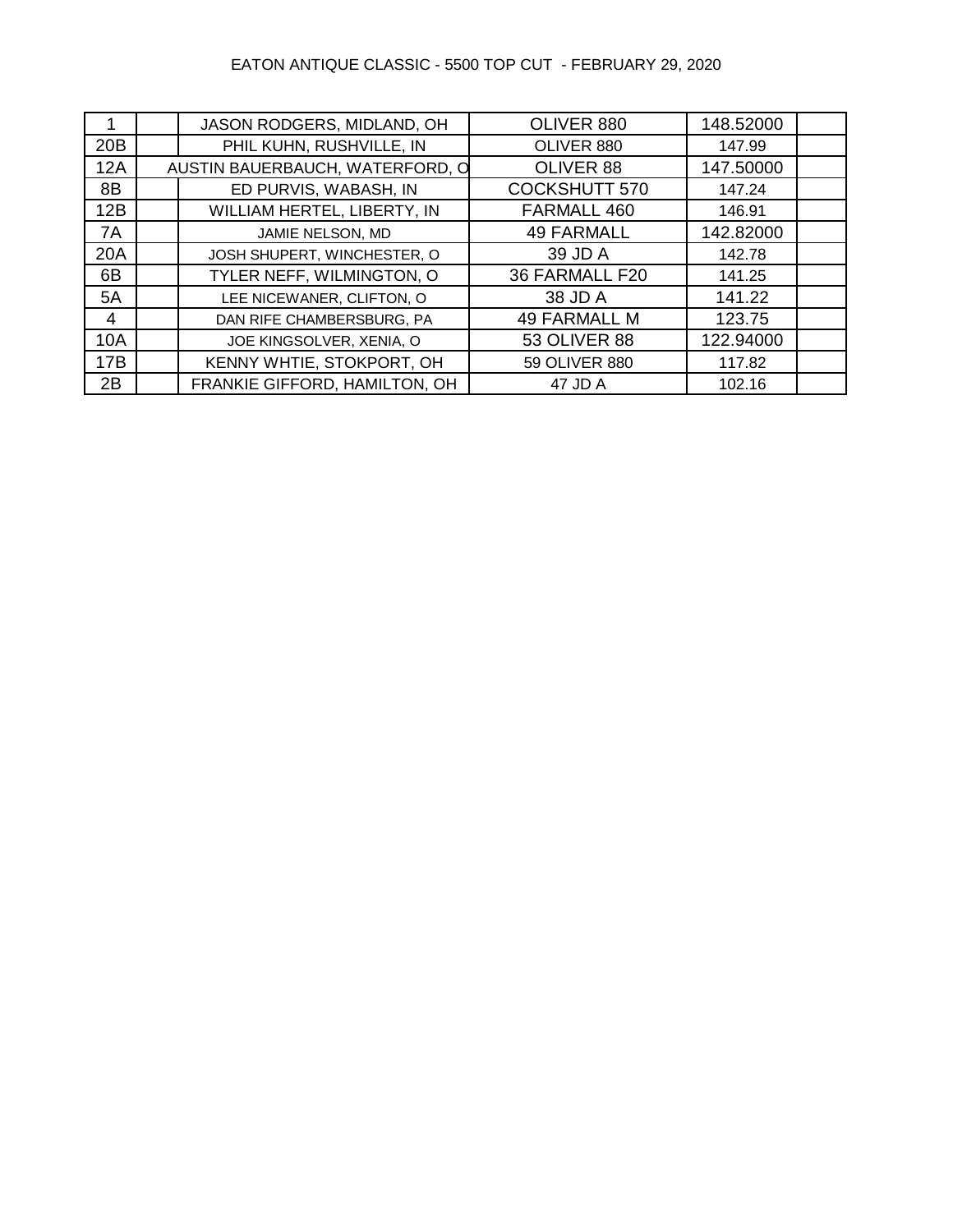EATON ANTIQUE CLASSIC - 5500 TOP CUT - FEBRUARY 29, 2020

| | | | | | |
|---|---|---|---|---|---|
| 1 | | JASON RODGERS, MIDLAND, OH | OLIVER 880 | 148.52000 | |
| 20B | | PHIL KUHN, RUSHVILLE, IN | OLIVER 880 | 147.99 | |
| 12A | | AUSTIN BAUERBAUCH, WATERFORD, O | OLIVER 88 | 147.50000 | |
| 8B | | ED PURVIS, WABASH, IN | COCKSHUTT 570 | 147.24 | |
| 12B | | WILLIAM HERTEL, LIBERTY, IN | FARMALL 460 | 146.91 | |
| 7A | | JAMIE NELSON, MD | 49 FARMALL | 142.82000 | |
| 20A | | JOSH SHUPERT, WINCHESTER, O | 39 JD A | 142.78 | |
| 6B | | TYLER NEFF, WILMINGTON, O | 36 FARMALL F20 | 141.25 | |
| 5A | | LEE NICEWANER, CLIFTON, O | 38 JD A | 141.22 | |
| 4 | | DAN RIFE CHAMBERSBURG, PA | 49 FARMALL M | 123.75 | |
| 10A | | JOE KINGSOLVER, XENIA, O | 53 OLIVER 88 | 122.94000 | |
| 17B | | KENNY WHTIE, STOKPORT, OH | 59 OLIVER 880 | 117.82 | |
| 2B | | FRANKIE GIFFORD, HAMILTON, OH | 47 JD A | 102.16 | |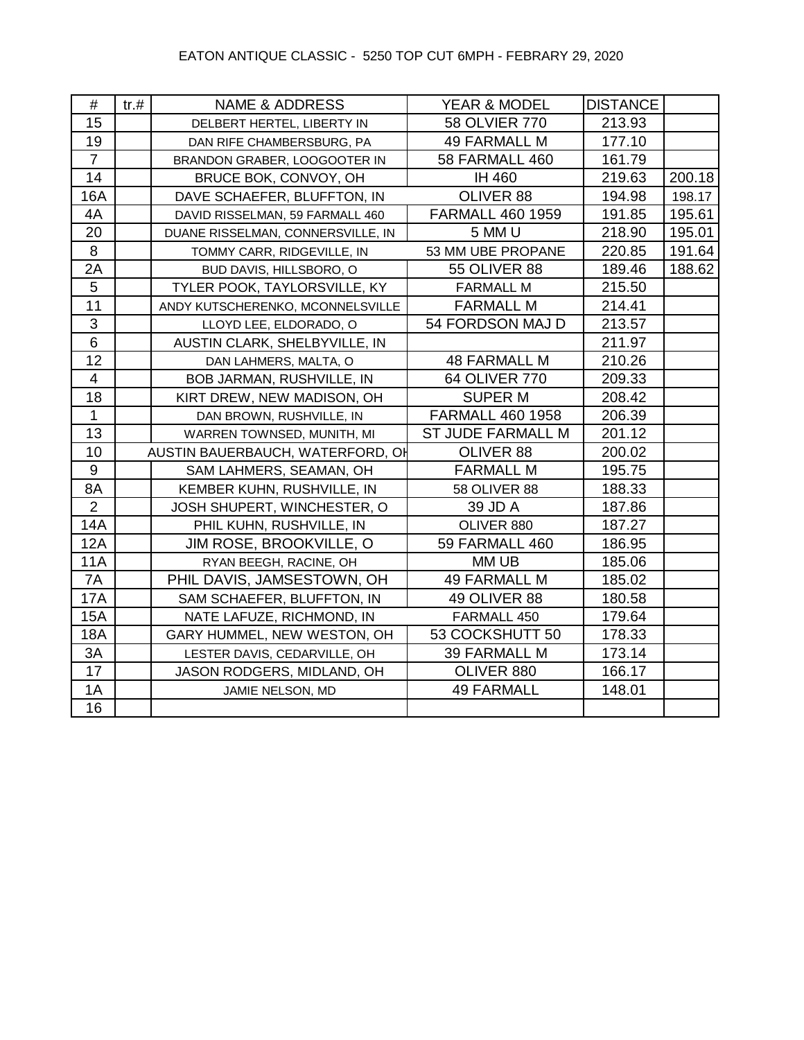EATON ANTIQUE CLASSIC - 5250 TOP CUT 6MPH - FEBRARY 29, 2020

| # | tr.# | NAME & ADDRESS | YEAR & MODEL | DISTANCE | |
|---|---|---|---|---|---|
| 15 | | DELBERT HERTEL, LIBERTY IN | 58 OLVIER 770 | 213.93 | |
| 19 | | DAN RIFE CHAMBERSBURG, PA | 49 FARMALL M | 177.10 | |
| 7 | | BRANDON GRABER, LOOGOOTER IN | 58 FARMALL 460 | 161.79 | |
| 14 | | BRUCE BOK, CONVOY, OH | IH 460 | 219.63 | 200.18 |
| 16A | | DAVE SCHAEFER, BLUFFTON, IN | OLIVER 88 | 194.98 | 198.17 |
| 4A | | DAVID RISSELMAN, 59 FARMALL 460 | FARMALL 460 1959 | 191.85 | 195.61 |
| 20 | | DUANE RISSELMAN, CONNERSVILLE, IN | 5 MM U | 218.90 | 195.01 |
| 8 | | TOMMY CARR, RIDGEVILLE, IN | 53 MM UBE PROPANE | 220.85 | 191.64 |
| 2A | | BUD DAVIS, HILLSBORO, O | 55 OLIVER 88 | 189.46 | 188.62 |
| 5 | | TYLER POOK, TAYLORSVILLE, KY | FARMALL M | 215.50 | |
| 11 | | ANDY KUTSCHERENKO, MCONNELSVILLE | FARMALL M | 214.41 | |
| 3 | | LLOYD LEE, ELDORADO, O | 54 FORDSON MAJ D | 213.57 | |
| 6 | | AUSTIN CLARK, SHELBYVILLE, IN | | 211.97 | |
| 12 | | DAN LAHMERS, MALTA, O | 48 FARMALL M | 210.26 | |
| 4 | | BOB JARMAN, RUSHVILLE, IN | 64 OLIVER 770 | 209.33 | |
| 18 | | KIRT DREW, NEW MADISON, OH | SUPER M | 208.42 | |
| 1 | | DAN BROWN, RUSHVILLE, IN | FARMALL 460 1958 | 206.39 | |
| 13 | | WARREN TOWNSED, MUNITH, MI | ST JUDE FARMALL M | 201.12 | |
| 10 | | AUSTIN BAUERBAUCH, WATERFORD, OH | OLIVER 88 | 200.02 | |
| 9 | | SAM LAHMERS, SEAMAN, OH | FARMALL M | 195.75 | |
| 8A | | KEMBER KUHN, RUSHVILLE, IN | 58 OLIVER 88 | 188.33 | |
| 2 | | JOSH SHUPERT, WINCHESTER, O | 39 JD A | 187.86 | |
| 14A | | PHIL KUHN, RUSHVILLE, IN | OLIVER 880 | 187.27 | |
| 12A | | JIM ROSE, BROOKVILLE, O | 59 FARMALL 460 | 186.95 | |
| 11A | | RYAN BEEGH, RACINE, OH | MM UB | 185.06 | |
| 7A | | PHIL DAVIS, JAMSESTOWN, OH | 49 FARMALL M | 185.02 | |
| 17A | | SAM SCHAEFER, BLUFFTON, IN | 49 OLIVER 88 | 180.58 | |
| 15A | | NATE LAFUZE, RICHMOND, IN | FARMALL 450 | 179.64 | |
| 18A | | GARY HUMMEL, NEW WESTON, OH | 53 COCKSHUTT 50 | 178.33 | |
| 3A | | LESTER DAVIS, CEDARVILLE, OH | 39 FARMALL M | 173.14 | |
| 17 | | JASON RODGERS, MIDLAND, OH | OLIVER 880 | 166.17 | |
| 1A | | JAMIE NELSON, MD | 49 FARMALL | 148.01 | |
| 16 | | | | | |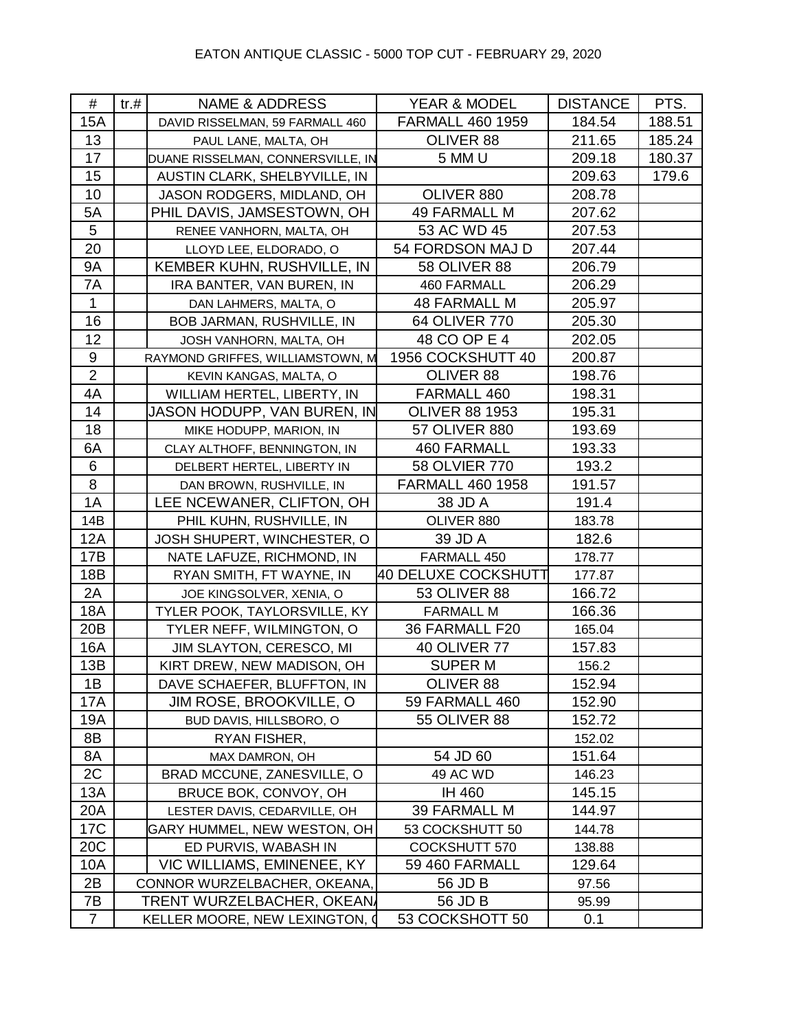EATON ANTIQUE CLASSIC - 5000 TOP CUT - FEBRUARY 29, 2020

| # | tr.# | NAME & ADDRESS | YEAR & MODEL | DISTANCE | PTS. |
|---|---|---|---|---|---|
| 15A | | DAVID RISSELMAN, 59 FARMALL 460 | FARMALL 460 1959 | 184.54 | 188.51 |
| 13 | | PAUL LANE, MALTA, OH | OLIVER 88 | 211.65 | 185.24 |
| 17 | | DUANE RISSELMAN, CONNERSVILLE, IN | 5 MM U | 209.18 | 180.37 |
| 15 | | AUSTIN CLARK, SHELBYVILLE, IN | | 209.63 | 179.6 |
| 10 | | JASON RODGERS, MIDLAND, OH | OLIVER 880 | 208.78 | |
| 5A | | PHIL DAVIS, JAMSESTOWN, OH | 49 FARMALL M | 207.62 | |
| 5 | | RENEE VANHORN, MALTA, OH | 53 AC WD 45 | 207.53 | |
| 20 | | LLOYD LEE, ELDORADO, O | 54 FORDSON MAJ D | 207.44 | |
| 9A | | KEMBER KUHN, RUSHVILLE, IN | 58 OLIVER 88 | 206.79 | |
| 7A | | IRA BANTER, VAN BUREN, IN | 460 FARMALL | 206.29 | |
| 1 | | DAN LAHMERS, MALTA, O | 48 FARMALL M | 205.97 | |
| 16 | | BOB JARMAN, RUSHVILLE, IN | 64 OLIVER 770 | 205.30 | |
| 12 | | JOSH VANHORN, MALTA, OH | 48 CO OP E 4 | 202.05 | |
| 9 | | RAYMOND GRIFFES, WILLIAMSTOWN, M | 1956 COCKSHUTT 40 | 200.87 | |
| 2 | | KEVIN KANGAS, MALTA, O | OLIVER 88 | 198.76 | |
| 4A | | WILLIAM HERTEL, LIBERTY, IN | FARMALL 460 | 198.31 | |
| 14 | | JASON HODUPP, VAN BUREN, IN | OLIVER 88 1953 | 195.31 | |
| 18 | | MIKE HODUPP, MARION, IN | 57 OLIVER 880 | 193.69 | |
| 6A | | CLAY ALTHOFF, BENNINGTON, IN | 460 FARMALL | 193.33 | |
| 6 | | DELBERT HERTEL, LIBERTY IN | 58 OLVIER 770 | 193.2 | |
| 8 | | DAN BROWN, RUSHVILLE, IN | FARMALL 460 1958 | 191.57 | |
| 1A | | LEE NCEWANER, CLIFTON, OH | 38 JD A | 191.4 | |
| 14B | | PHIL KUHN, RUSHVILLE, IN | OLIVER 880 | 183.78 | |
| 12A | | JOSH SHUPERT, WINCHESTER, O | 39 JD A | 182.6 | |
| 17B | | NATE LAFUZE, RICHMOND, IN | FARMALL 450 | 178.77 | |
| 18B | | RYAN SMITH, FT WAYNE, IN | 40 DELUXE COCKSHUTT | 177.87 | |
| 2A | | JOE KINGSOLVER, XENIA, O | 53 OLIVER 88 | 166.72 | |
| 18A | | TYLER POOK, TAYLORSVILLE, KY | FARMALL M | 166.36 | |
| 20B | | TYLER NEFF, WILMINGTON, O | 36 FARMALL F20 | 165.04 | |
| 16A | | JIM SLAYTON, CERESCO, MI | 40 OLIVER 77 | 157.83 | |
| 13B | | KIRT DREW, NEW MADISON, OH | SUPER M | 156.2 | |
| 1B | | DAVE SCHAEFER, BLUFFTON, IN | OLIVER 88 | 152.94 | |
| 17A | | JIM ROSE, BROOKVILLE, O | 59 FARMALL 460 | 152.90 | |
| 19A | | BUD DAVIS, HILLSBORO, O | 55 OLIVER 88 | 152.72 | |
| 8B | | RYAN FISHER, | | 152.02 | |
| 8A | | MAX DAMRON, OH | 54 JD 60 | 151.64 | |
| 2C | | BRAD MCCUNE, ZANESVILLE, O | 49 AC WD | 146.23 | |
| 13A | | BRUCE BOK, CONVOY, OH | IH 460 | 145.15 | |
| 20A | | LESTER DAVIS, CEDARVILLE, OH | 39 FARMALL M | 144.97 | |
| 17C | | GARY HUMMEL, NEW WESTON, OH | 53 COCKSHUTT 50 | 144.78 | |
| 20C | | ED PURVIS, WABASH IN | COCKSHUTT 570 | 138.88 | |
| 10A | | VIC WILLIAMS, EMINENEE, KY | 59 460 FARMALL | 129.64 | |
| 2B | | CONNOR WURZELBACHER, OKEANA, | 56 JD B | 97.56 | |
| 7B | | TRENT WURZELBACHER, OKEAN | 56 JD B | 95.99 | |
| 7 | | KELLER MOORE, NEW LEXINGTON, ( | 53 COCKSHOTT 50 | 0.1 | |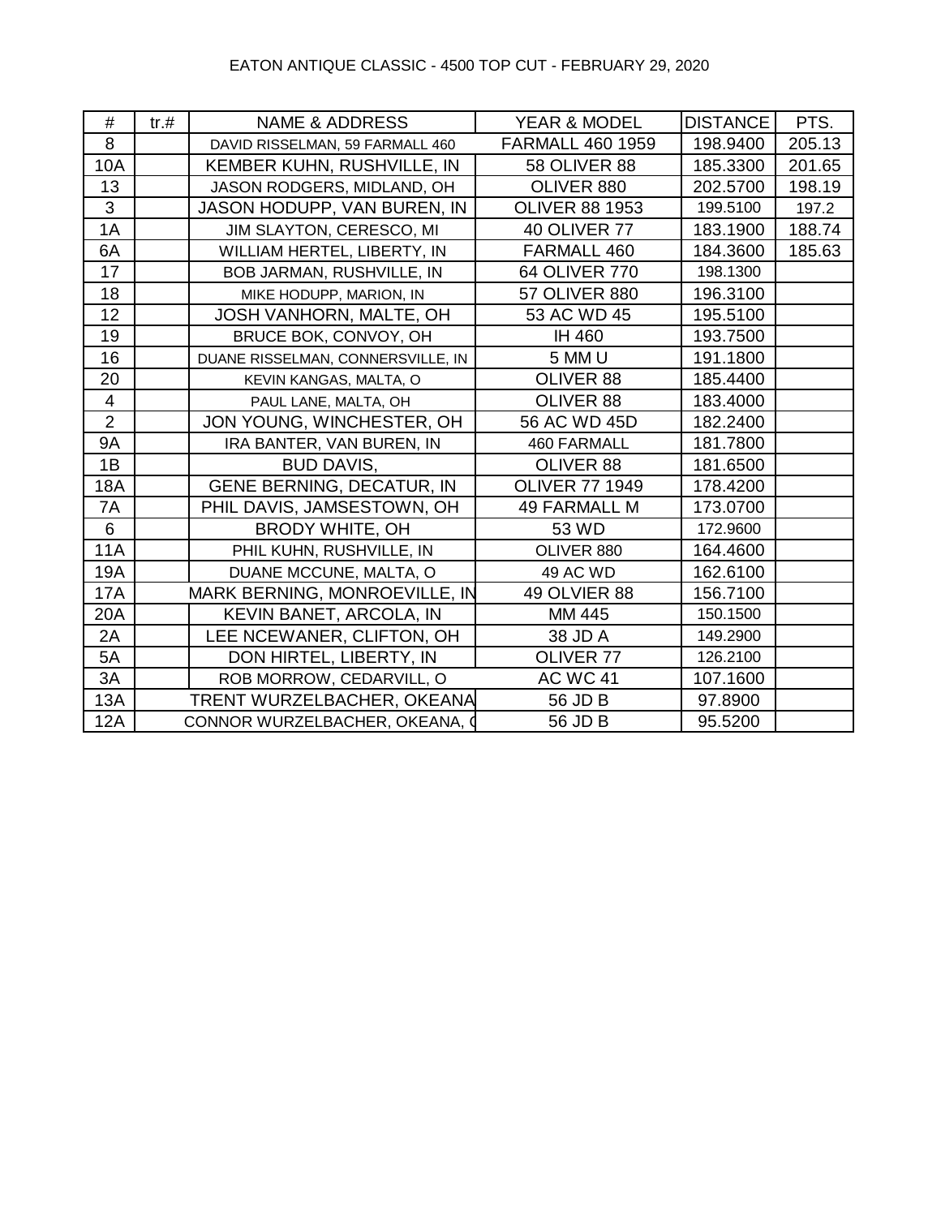EATON ANTIQUE CLASSIC - 4500 TOP CUT - FEBRUARY 29, 2020

| # | tr.# | NAME & ADDRESS | YEAR & MODEL | DISTANCE | PTS. |
|---|---|---|---|---|---|
| 8 | | DAVID RISSELMAN, 59 FARMALL 460 | FARMALL 460 1959 | 198.9400 | 205.13 |
| 10A | | KEMBER KUHN, RUSHVILLE, IN | 58 OLIVER 88 | 185.3300 | 201.65 |
| 13 | | JASON RODGERS, MIDLAND, OH | OLIVER 880 | 202.5700 | 198.19 |
| 3 | | JASON HODUPP, VAN BUREN, IN | OLIVER 88 1953 | 199.5100 | 197.2 |
| 1A | | JIM SLAYTON, CERESCO, MI | 40 OLIVER 77 | 183.1900 | 188.74 |
| 6A | | WILLIAM HERTEL, LIBERTY, IN | FARMALL 460 | 184.3600 | 185.63 |
| 17 | | BOB JARMAN, RUSHVILLE, IN | 64 OLIVER 770 | 198.1300 | |
| 18 | | MIKE HODUPP, MARION, IN | 57 OLIVER 880 | 196.3100 | |
| 12 | | JOSH VANHORN, MALTE, OH | 53 AC WD 45 | 195.5100 | |
| 19 | | BRUCE BOK, CONVOY, OH | IH 460 | 193.7500 | |
| 16 | | DUANE RISSELMAN, CONNERSVILLE, IN | 5 MM U | 191.1800 | |
| 20 | | KEVIN KANGAS, MALTA, O | OLIVER 88 | 185.4400 | |
| 4 | | PAUL LANE, MALTA, OH | OLIVER 88 | 183.4000 | |
| 2 | | JON YOUNG, WINCHESTER, OH | 56 AC WD 45D | 182.2400 | |
| 9A | | IRA BANTER, VAN BUREN, IN | 460 FARMALL | 181.7800 | |
| 1B | | BUD DAVIS, | OLIVER 88 | 181.6500 | |
| 18A | | GENE BERNING, DECATUR, IN | OLIVER 77 1949 | 178.4200 | |
| 7A | | PHIL DAVIS, JAMSESTOWN, OH | 49 FARMALL M | 173.0700 | |
| 6 | | BRODY WHITE, OH | 53 WD | 172.9600 | |
| 11A | | PHIL KUHN, RUSHVILLE, IN | OLIVER 880 | 164.4600 | |
| 19A | | DUANE MCCUNE, MALTA, O | 49 AC WD | 162.6100 | |
| 17A | | MARK BERNING, MONROEVILLE, IN | 49 OLVIER 88 | 156.7100 | |
| 20A | | KEVIN BANET, ARCOLA, IN | MM 445 | 150.1500 | |
| 2A | | LEE NCEWANER, CLIFTON, OH | 38 JD A | 149.2900 | |
| 5A | | DON HIRTEL, LIBERTY, IN | OLIVER 77 | 126.2100 | |
| 3A | | ROB MORROW, CEDARVILL, O | AC WC 41 | 107.1600 | |
| 13A | | TRENT WURZELBACHER, OKEANA | 56 JD B | 97.8900 | |
| 12A | | CONNOR WURZELBACHER, OKEANA, O | 56 JD B | 95.5200 | |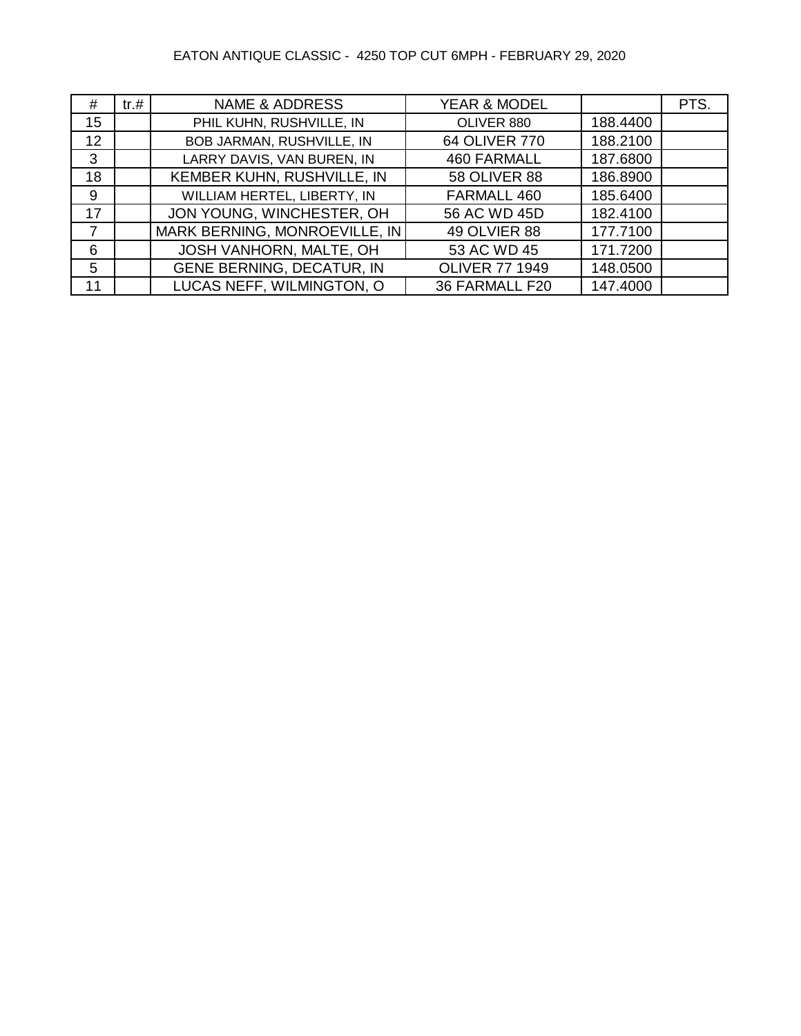EATON ANTIQUE CLASSIC - 4250 TOP CUT 6MPH - FEBRUARY 29, 2020

| # | tr.# | NAME & ADDRESS | YEAR & MODEL | | PTS. |
|---|---|---|---|---|---|
| 15 | | PHIL KUHN, RUSHVILLE, IN | OLIVER 880 | 188.4400 | |
| 12 | | BOB JARMAN, RUSHVILLE, IN | 64 OLIVER 770 | 188.2100 | |
| 3 | | LARRY DAVIS, VAN BUREN, IN | 460 FARMALL | 187.6800 | |
| 18 | | KEMBER KUHN, RUSHVILLE, IN | 58 OLIVER 88 | 186.8900 | |
| 9 | | WILLIAM HERTEL, LIBERTY, IN | FARMALL 460 | 185.6400 | |
| 17 | | JON YOUNG, WINCHESTER, OH | 56 AC WD 45D | 182.4100 | |
| 7 | | MARK BERNING, MONROEVILLE, IN | 49 OLVIER 88 | 177.7100 | |
| 6 | | JOSH VANHORN, MALTE, OH | 53 AC WD 45 | 171.7200 | |
| 5 | | GENE BERNING, DECATUR, IN | OLIVER 77 1949 | 148.0500 | |
| 11 | | LUCAS NEFF, WILMINGTON, O | 36 FARMALL F20 | 147.4000 | |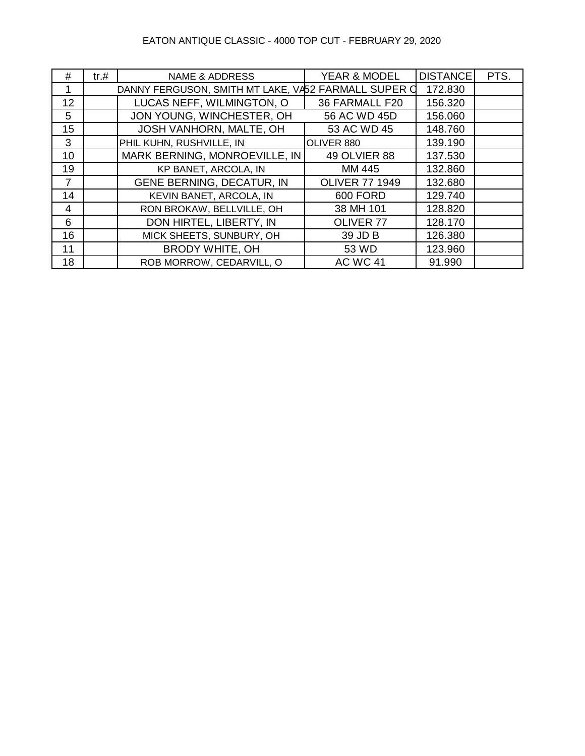EATON ANTIQUE CLASSIC - 4000 TOP CUT - FEBRUARY 29, 2020

| # | tr.# | NAME & ADDRESS | YEAR & MODEL | DISTANCE | PTS. |
|---|---|---|---|---|---|
| 1 | | DANNY FERGUSON, SMITH MT LAKE, VA | 52 FARMALL SUPER C | 172.830 | |
| 12 | | LUCAS NEFF, WILMINGTON, O | 36 FARMALL F20 | 156.320 | |
| 5 | | JON YOUNG, WINCHESTER, OH | 56 AC WD 45D | 156.060 | |
| 15 | | JOSH VANHORN, MALTE, OH | 53 AC WD 45 | 148.760 | |
| 3 | | PHIL KUHN, RUSHVILLE, IN | OLIVER 880 | 139.190 | |
| 10 | | MARK BERNING, MONROEVILLE, IN | 49 OLVIER 88 | 137.530 | |
| 19 | | KP BANET, ARCOLA, IN | MM 445 | 132.860 | |
| 7 | | GENE BERNING, DECATUR, IN | OLIVER 77 1949 | 132.680 | |
| 14 | | KEVIN BANET, ARCOLA, IN | 600 FORD | 129.740 | |
| 4 | | RON BROKAW, BELLVILLE, OH | 38 MH 101 | 128.820 | |
| 6 | | DON HIRTEL, LIBERTY, IN | OLIVER 77 | 128.170 | |
| 16 | | MICK SHEETS, SUNBURY, OH | 39 JD B | 126.380 | |
| 11 | | BRODY WHITE, OH | 53 WD | 123.960 | |
| 18 | | ROB MORROW, CEDARVILL, O | AC WC 41 | 91.990 | |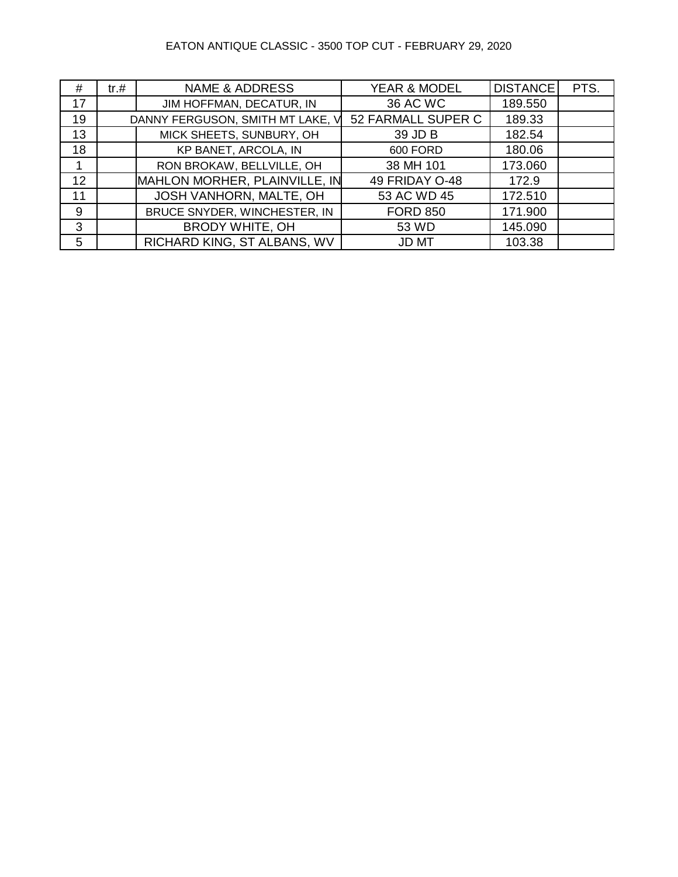EATON ANTIQUE CLASSIC - 3500 TOP CUT - FEBRUARY 29, 2020

| # | tr.# | NAME & ADDRESS | YEAR & MODEL | DISTANCE | PTS. |
|---|---|---|---|---|---|
| 17 | | JIM HOFFMAN, DECATUR, IN | 36 AC WC | 189.550 | |
| 19 | | DANNY FERGUSON, SMITH MT LAKE, V | 52 FARMALL SUPER C | 189.33 | |
| 13 | | MICK SHEETS, SUNBURY, OH | 39 JD B | 182.54 | |
| 18 | | KP BANET, ARCOLA, IN | 600 FORD | 180.06 | |
| 1 | | RON BROKAW, BELLVILLE, OH | 38 MH 101 | 173.060 | |
| 12 | | MAHLON MORHER, PLAINVILLE, IN | 49 FRIDAY O-48 | 172.9 | |
| 11 | | JOSH VANHORN, MALTE, OH | 53 AC WD 45 | 172.510 | |
| 9 | | BRUCE SNYDER, WINCHESTER, IN | FORD 850 | 171.900 | |
| 3 | | BRODY WHITE, OH | 53 WD | 145.090 | |
| 5 | | RICHARD KING, ST ALBANS, WV | JD MT | 103.38 | |